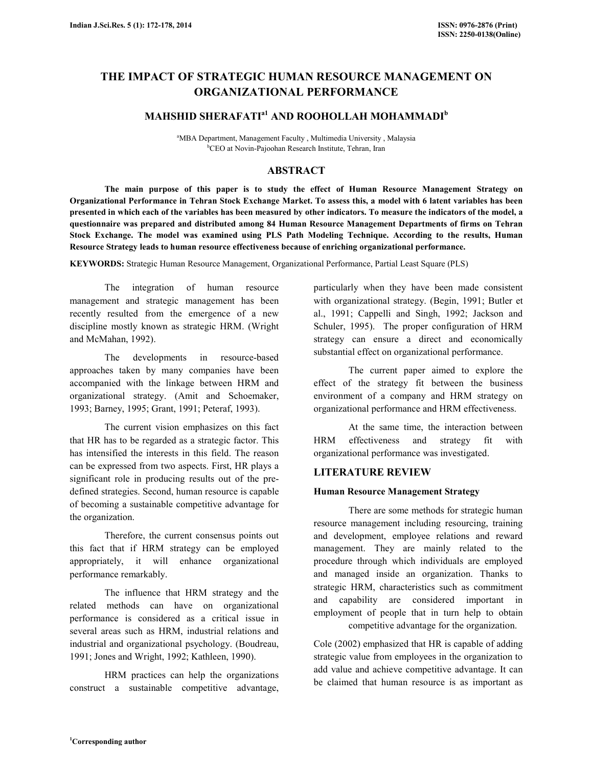# THE IMPACT OF STRATEGIC HUMAN RESOURCE MANAGEMENT ON ORGANIZATIONAL PERFORMANCE

## MAHSHID SHERAFATI[a1] AND ROOHOLLAH MOHAMMADI[b]

[a]MBA Department, Management Faculty , Multimedia University , Malaysia
[b]CEO at Novin-Pajoohan Research Institute, Tehran, Iran

## ABSTRACT

**The main purpose of this paper is to study the effect of Human Resource Management Strategy on Organizational Performance in Tehran Stock Exchange Market. To assess this, a model with 6 latent variables has been presented in which each of the variables has been measured by other indicators. To measure the indicators of the model, a questionnaire was prepared and distributed among 84 Human Resource Management Departments of firms on Tehran Stock Exchange. The model was examined using PLS Path Modeling Technique. According to the results, Human Resource Strategy leads to human resource effectiveness because of enriching organizational performance.**

**KEYWORDS:** Strategic Human Resource Management, Organizational Performance, Partial Least Square (PLS)

The integration of human resource management and strategic management has been recently resulted from the emergence of a new discipline mostly known as strategic HRM. (Wright and McMahan, 1992).

The developments in resource-based approaches taken by many companies have been accompanied with the linkage between HRM and organizational strategy. (Amit and Schoemaker, 1993; Barney, 1995; Grant, 1991; Peteraf, 1993).

The current vision emphasizes on this fact that HR has to be regarded as a strategic factor. This has intensified the interests in this field. The reason can be expressed from two aspects. First, HR plays a significant role in producing results out of the pre-defined strategies. Second, human resource is capable of becoming a sustainable competitive advantage for the organization.

Therefore, the current consensus points out this fact that if HRM strategy can be employed appropriately, it will enhance organizational performance remarkably.

The influence that HRM strategy and the related methods can have on organizational performance is considered as a critical issue in several areas such as HRM, industrial relations and industrial and organizational psychology. (Boudreau, 1991; Jones and Wright, 1992; Kathleen, 1990).

HRM practices can help the organizations construct a sustainable competitive advantage, particularly when they have been made consistent with organizational strategy. (Begin, 1991; Butler et al., 1991; Cappelli and Singh, 1992; Jackson and Schuler, 1995). The proper configuration of HRM strategy can ensure a direct and economically substantial effect on organizational performance.

The current paper aimed to explore the effect of the strategy fit between the business environment of a company and HRM strategy on organizational performance and HRM effectiveness.

At the same time, the interaction between HRM effectiveness and strategy fit with organizational performance was investigated.

## LITERATURE REVIEW

### Human Resource Management Strategy

There are some methods for strategic human resource management including resourcing, training and development, employee relations and reward management. They are mainly related to the procedure through which individuals are employed and managed inside an organization. Thanks to strategic HRM, characteristics such as commitment and capability are considered important in employment of people that in turn help to obtain competitive advantage for the organization.

Cole (2002) emphasized that HR is capable of adding strategic value from employees in the organization to add value and achieve competitive advantage. It can be claimed that human resource is as important as

[1]Corresponding author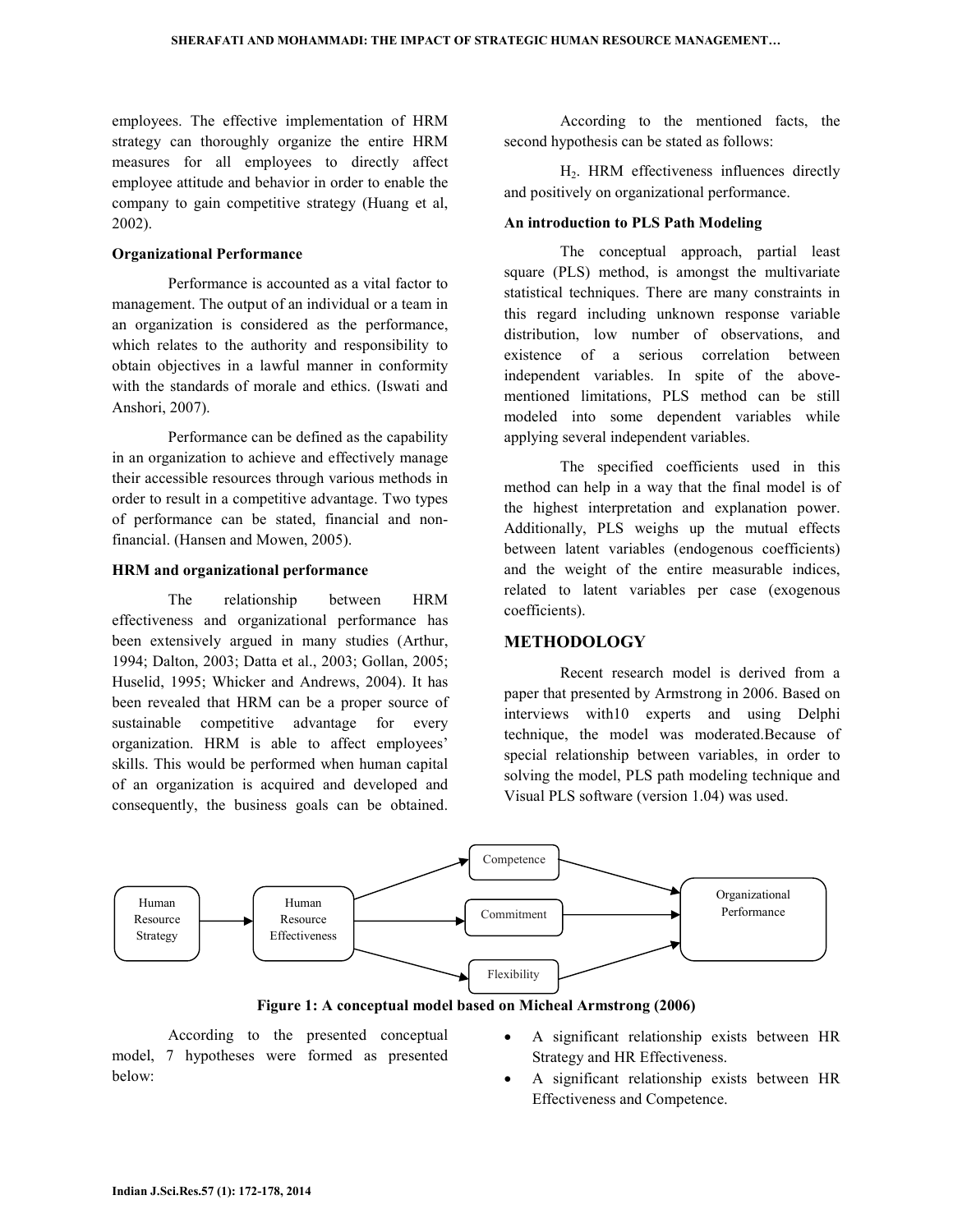employees. The effective implementation of HRM strategy can thoroughly organize the entire HRM measures for all employees to directly affect employee attitude and behavior in order to enable the company to gain competitive strategy (Huang et al, 2002).

#### Organizational Performance

Performance is accounted as a vital factor to management. The output of an individual or a team in an organization is considered as the performance, which relates to the authority and responsibility to obtain objectives in a lawful manner in conformity with the standards of morale and ethics. (Iswati and Anshori, 2007).

Performance can be defined as the capability in an organization to achieve and effectively manage their accessible resources through various methods in order to result in a competitive advantage. Two types of performance can be stated, financial and non-financial. (Hansen and Mowen, 2005).

#### HRM and organizational performance

The relationship between HRM effectiveness and organizational performance has been extensively argued in many studies (Arthur, 1994; Dalton, 2003; Datta et al., 2003; Gollan, 2005; Huselid, 1995; Whicker and Andrews, 2004). It has been revealed that HRM can be a proper source of sustainable competitive advantage for every organization. HRM is able to affect employees' skills. This would be performed when human capital of an organization is acquired and developed and consequently, the business goals can be obtained.

According to the mentioned facts, the second hypothesis can be stated as follows:

$H_2$. HRM effectiveness influences directly and positively on organizational performance.

#### An introduction to PLS Path Modeling

The conceptual approach, partial least square (PLS) method, is amongst the multivariate statistical techniques. There are many constraints in this regard including unknown response variable distribution, low number of observations, and existence of a serious correlation between independent variables. In spite of the above-mentioned limitations, PLS method can be still modeled into some dependent variables while applying several independent variables.

The specified coefficients used in this method can help in a way that the final model is of the highest interpretation and explanation power. Additionally, PLS weighs up the mutual effects between latent variables (endogenous coefficients) and the weight of the entire measurable indices, related to latent variables per case (exogenous coefficients).

## METHODOLOGY

Recent research model is derived from a paper that presented by Armstrong in 2006. Based on interviews with10 experts and using Delphi technique, the model was moderated.Because of special relationship between variables, in order to solving the model, PLS path modeling technique and Visual PLS software (version 1.04) was used.

```
Human Resource Strategy --> Human Resource Effectiveness --> Competence  --> Organizational Performance
                                                         --> Commitment  --> Organizational Performance
                                                         --> Flexibility --> Organizational Performance
```

**Figure 1: A conceptual model based on Micheal Armstrong (2006)**

According to the presented conceptual model, 7 hypotheses were formed as presented below:

- A significant relationship exists between HR Strategy and HR Effectiveness.
- A significant relationship exists between HR Effectiveness and Competence.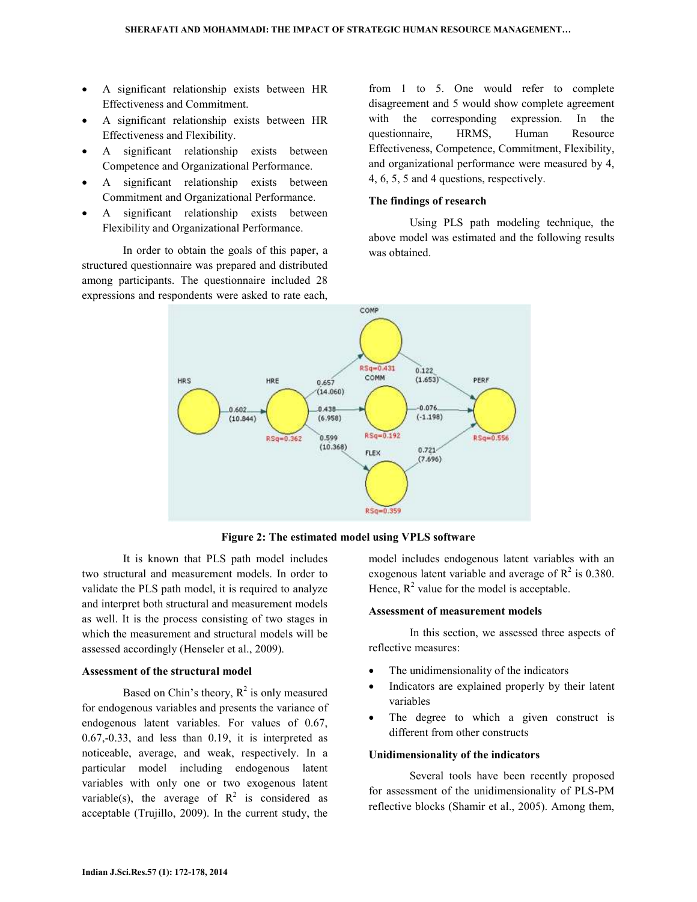- A significant relationship exists between HR Effectiveness and Commitment.
- A significant relationship exists between HR Effectiveness and Flexibility.
- A significant relationship exists between Competence and Organizational Performance.
- A significant relationship exists between Commitment and Organizational Performance.
- A significant relationship exists between Flexibility and Organizational Performance.

In order to obtain the goals of this paper, a structured questionnaire was prepared and distributed among participants. The questionnaire included 28 expressions and respondents were asked to rate each, from 1 to 5. One would refer to complete disagreement and 5 would show complete agreement with the corresponding expression. In the questionnaire, HRMS, Human Resource Effectiveness, Competence, Commitment, Flexibility, and organizational performance were measured by 4, 4, 6, 5, 5 and 4 questions, respectively.

**The findings of research**

Using PLS path modeling technique, the above model was estimated and the following results was obtained.

**Figure 2: The estimated model using VPLS software**

It is known that PLS path model includes two structural and measurement models. In order to validate the PLS path model, it is required to analyze and interpret both structural and measurement models as well. It is the process consisting of two stages in which the measurement and structural models will be assessed accordingly (Henseler et al., 2009).

**Assessment of the structural model**

Based on Chin's theory, $R^2$ is only measured for endogenous variables and presents the variance of endogenous latent variables. For values of 0.67, 0.67,-0.33, and less than 0.19, it is interpreted as noticeable, average, and weak, respectively. In a particular model including endogenous latent variables with only one or two exogenous latent variable(s), the average of $R^2$ is considered as acceptable (Trujillo, 2009). In the current study, the model includes endogenous latent variables with an exogenous latent variable and average of $R^2$ is 0.380. Hence, $R^2$ value for the model is acceptable.

**Assessment of measurement models**

In this section, we assessed three aspects of reflective measures:

- The unidimensionality of the indicators
- Indicators are explained properly by their latent variables
- The degree to which a given construct is different from other constructs

**Unidimensionality of the indicators**

Several tools have been recently proposed for assessment of the unidimensionality of PLS-PM reflective blocks (Shamir et al., 2005). Among them,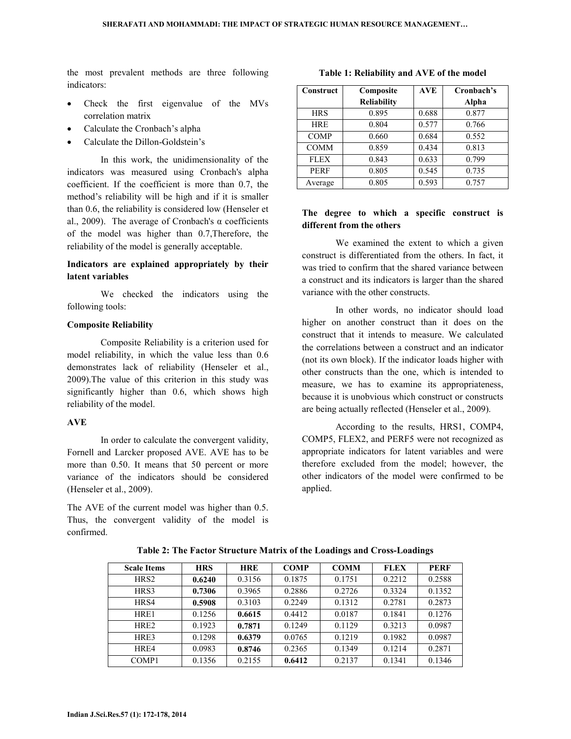the most prevalent methods are three following indicators:

- Check the first eigenvalue of the MVs correlation matrix
- Calculate the Cronbach's alpha
- Calculate the Dillon-Goldstein's

In this work, the unidimensionality of the indicators was measured using Cronbach's alpha coefficient. If the coefficient is more than 0.7, the method's reliability will be high and if it is smaller than 0.6, the reliability is considered low (Henseler et al., 2009). The average of Cronbach's α coefficients of the model was higher than 0.7,Therefore, the reliability of the model is generally acceptable.

**Indicators are explained appropriately by their latent variables**

We checked the indicators using the following tools:

**Composite Reliability**

Composite Reliability is a criterion used for model reliability, in which the value less than 0.6 demonstrates lack of reliability (Henseler et al., 2009).The value of this criterion in this study was significantly higher than 0.6, which shows high reliability of the model.

**AVE**

In order to calculate the convergent validity, Fornell and Larcker proposed AVE. AVE has to be more than 0.50. It means that 50 percent or more variance of the indicators should be considered (Henseler et al., 2009).

The AVE of the current model was higher than 0.5. Thus, the convergent validity of the model is confirmed.

**Table 1: Reliability and AVE of the model**

| Construct | Composite Reliability | AVE | Cronbach's Alpha |
|---|---|---|---|
| HRS | 0.895 | 0.688 | 0.877 |
| HRE | 0.804 | 0.577 | 0.766 |
| COMP | 0.660 | 0.684 | 0.552 |
| COMM | 0.859 | 0.434 | 0.813 |
| FLEX | 0.843 | 0.633 | 0.799 |
| PERF | 0.805 | 0.545 | 0.735 |
| Average | 0.805 | 0.593 | 0.757 |

**The degree to which a specific construct is different from the others**

We examined the extent to which a given construct is differentiated from the others. In fact, it was tried to confirm that the shared variance between a construct and its indicators is larger than the shared variance with the other constructs.

In other words, no indicator should load higher on another construct than it does on the construct that it intends to measure. We calculated the correlations between a construct and an indicator (not its own block). If the indicator loads higher with other constructs than the one, which is intended to measure, we has to examine its appropriateness, because it is unobvious which construct or constructs are being actually reflected (Henseler et al., 2009).

According to the results, HRS1, COMP4, COMP5, FLEX2, and PERF5 were not recognized as appropriate indicators for latent variables and were therefore excluded from the model; however, the other indicators of the model were confirmed to be applied.

**Table 2: The Factor Structure Matrix of the Loadings and Cross-Loadings**

| Scale Items | HRS | HRE | COMP | COMM | FLEX | PERF |
|---|---|---|---|---|---|---|
| HRS2 | **0.6240** | 0.3156 | 0.1875 | 0.1751 | 0.2212 | 0.2588 |
| HRS3 | **0.7306** | 0.3965 | 0.2886 | 0.2726 | 0.3324 | 0.1352 |
| HRS4 | **0.5908** | 0.3103 | 0.2249 | 0.1312 | 0.2781 | 0.2873 |
| HRE1 | 0.1256 | **0.6615** | 0.4412 | 0.0187 | 0.1841 | 0.1276 |
| HRE2 | 0.1923 | **0.7871** | 0.1249 | 0.1129 | 0.3213 | 0.0987 |
| HRE3 | 0.1298 | **0.6379** | 0.0765 | 0.1219 | 0.1982 | 0.0987 |
| HRE4 | 0.0983 | **0.8746** | 0.2365 | 0.1349 | 0.1214 | 0.2871 |
| COMP1 | 0.1356 | 0.2155 | **0.6412** | 0.2137 | 0.1341 | 0.1346 |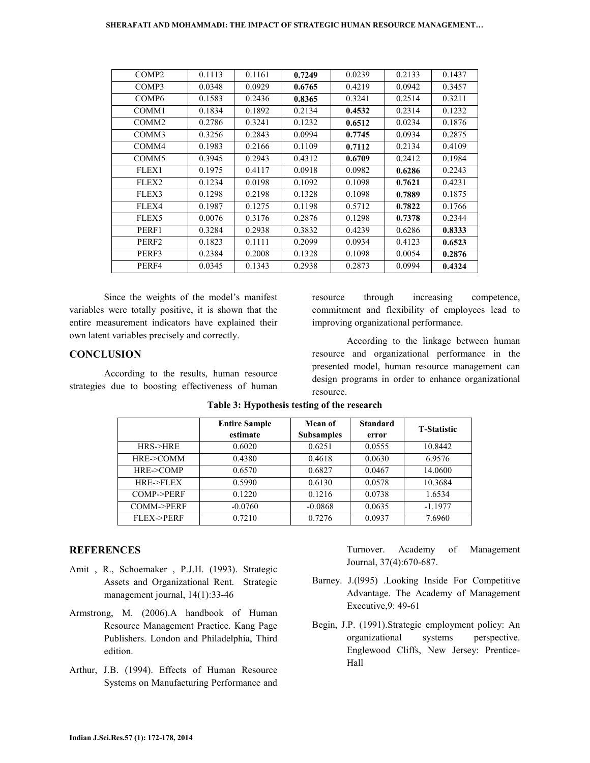| COMP2 | 0.1113 | 0.1161 | **0.7249** | 0.0239 | 0.2133 | 0.1437 |
|---|---|---|---|---|---|---|
| COMP3 | 0.0348 | 0.0929 | **0.6765** | 0.4219 | 0.0942 | 0.3457 |
| COMP6 | 0.1583 | 0.2436 | **0.8365** | 0.3241 | 0.2514 | 0.3211 |
| COMM1 | 0.1834 | 0.1892 | 0.2134 | **0.4532** | 0.2314 | 0.1232 |
| COMM2 | 0.2786 | 0.3241 | 0.1232 | **0.6512** | 0.0234 | 0.1876 |
| COMM3 | 0.3256 | 0.2843 | 0.0994 | **0.7745** | 0.0934 | 0.2875 |
| COMM4 | 0.1983 | 0.2166 | 0.1109 | **0.7112** | 0.2134 | 0.4109 |
| COMM5 | 0.3945 | 0.2943 | 0.4312 | **0.6709** | 0.2412 | 0.1984 |
| FLEX1 | 0.1975 | 0.4117 | 0.0918 | 0.0982 | **0.6286** | 0.2243 |
| FLEX2 | 0.1234 | 0.0198 | 0.1092 | 0.1098 | **0.7621** | 0.4231 |
| FLEX3 | 0.1298 | 0.2198 | 0.1328 | 0.1098 | **0.7889** | 0.1875 |
| FLEX4 | 0.1987 | 0.1275 | 0.1198 | 0.5712 | **0.7822** | 0.1766 |
| FLEX5 | 0.0076 | 0.3176 | 0.2876 | 0.1298 | **0.7378** | 0.2344 |
| PERF1 | 0.3284 | 0.2938 | 0.3832 | 0.4239 | 0.6286 | **0.8333** |
| PERF2 | 0.1823 | 0.1111 | 0.2099 | 0.0934 | 0.4123 | **0.6523** |
| PERF3 | 0.2384 | 0.2008 | 0.1328 | 0.1098 | 0.0054 | **0.2876** |
| PERF4 | 0.0345 | 0.1343 | 0.2938 | 0.2873 | 0.0994 | **0.4324** |

Since the weights of the model's manifest variables were totally positive, it is shown that the entire measurement indicators have explained their own latent variables precisely and correctly.

## CONCLUSION

According to the results, human resource strategies due to boosting effectiveness of human resource through increasing competence, commitment and flexibility of employees lead to improving organizational performance.

According to the linkage between human resource and organizational performance in the presented model, human resource management can design programs in order to enhance organizational resource.

**Table 3: Hypothesis testing of the research**

| | Entire Sample estimate | Mean of Subsamples | Standard error | T-Statistic |
|---|---|---|---|---|
| HRS->HRE | 0.6020 | 0.6251 | 0.0555 | 10.8442 |
| HRE->COMM | 0.4380 | 0.4618 | 0.0630 | 6.9576 |
| HRE->COMP | 0.6570 | 0.6827 | 0.0467 | 14.0600 |
| HRE->FLEX | 0.5990 | 0.6130 | 0.0578 | 10.3684 |
| COMP->PERF | 0.1220 | 0.1216 | 0.0738 | 1.6534 |
| COMM->PERF | -0.0760 | -0.0868 | 0.0635 | -1.1977 |
| FLEX->PERF | 0.7210 | 0.7276 | 0.0937 | 7.6960 |

## REFERENCES

Amit , R., Schoemaker , P.J.H. (1993). Strategic Assets and Organizational Rent. Strategic management journal, 14(1):33-46

Armstrong, M. (2006).A handbook of Human Resource Management Practice. Kang Page Publishers. London and Philadelphia, Third edition.

Arthur, J.B. (1994). Effects of Human Resource Systems on Manufacturing Performance and Turnover. Academy of Management Journal, 37(4):670-687.

Barney. J.(l995) .Looking Inside For Competitive Advantage. The Academy of Management Executive,9: 49-61

Begin, J.P. (1991).Strategic employment policy: An organizational systems perspective. Englewood Cliffs, New Jersey: Prentice-Hall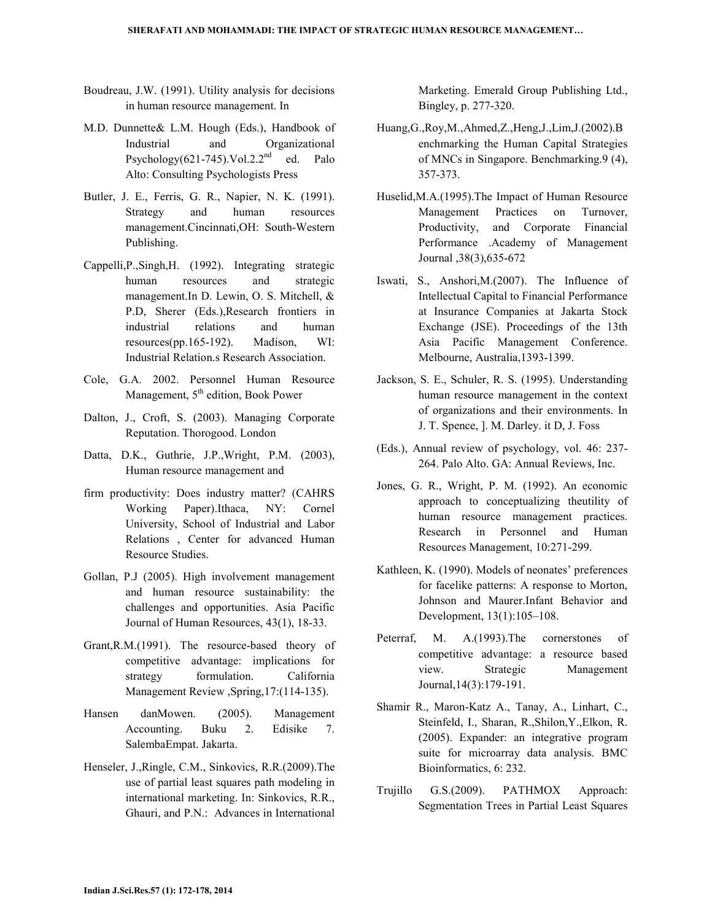Boudreau, J.W. (1991). Utility analysis for decisions in human resource management. In

M.D. Dunnette& L.M. Hough (Eds.), Handbook of Industrial and Organizational Psychology(621-745).Vol.2.2$^{nd}$ ed. Palo Alto: Consulting Psychologists Press

Butler, J. E., Ferris, G. R., Napier, N. K. (1991). Strategy and human resources management.Cincinnati,OH: South-Western Publishing.

Cappelli,P.,Singh,H. (1992). Integrating strategic human resources and strategic management.In D. Lewin, O. S. Mitchell, & P.D, Sherer (Eds.),Research frontiers in industrial relations and human resources(pp.165-192). Madison, WI: Industrial Relation.s Research Association.

Cole, G.A. 2002. Personnel Human Resource Management, 5$^{th}$ edition, Book Power

Dalton, J., Croft, S. (2003). Managing Corporate Reputation. Thorogood. London

Datta, D.K., Guthrie, J.P.,Wright, P.M. (2003), Human resource management and

firm productivity: Does industry matter? (CAHRS Working Paper).Ithaca, NY: Cornel University, School of Industrial and Labor Relations , Center for advanced Human Resource Studies.

Gollan, P.J (2005). High involvement management and human resource sustainability: the challenges and opportunities. Asia Pacific Journal of Human Resources, 43(1), 18-33.

Grant,R.M.(1991). The resource-based theory of competitive advantage: implications for strategy formulation. California Management Review ,Spring,17:(114-135).

Hansen danMowen. (2005). Management Accounting. Buku 2. Edisike 7. SalembaEmpat. Jakarta.

Henseler, J.,Ringle, C.M., Sinkovics, R.R.(2009).The use of partial least squares path modeling in international marketing. In: Sinkovics, R.R., Ghauri, and P.N.: Advances in International Marketing. Emerald Group Publishing Ltd., Bingley, p. 277-320.

Huang,G.,Roy,M.,Ahmed,Z.,Heng,J.,Lim,J.(2002).Benchmarking the Human Capital Strategies of MNCs in Singapore. Benchmarking.9 (4), 357-373.

Huselid,M.A.(1995).The Impact of Human Resource Management Practices on Turnover, Productivity, and Corporate Financial Performance .Academy of Management Journal ,38(3),635-672

Iswati, S., Anshori,M.(2007). The Influence of Intellectual Capital to Financial Performance at Insurance Companies at Jakarta Stock Exchange (JSE). Proceedings of the 13th Asia Pacific Management Conference. Melbourne, Australia,1393-1399.

Jackson, S. E., Schuler, R. S. (1995). Understanding human resource management in the context of organizations and their environments. In J. T. Spence, ]. M. Darley. it D, J. Foss

(Eds.), Annual review of psychology, vol. 46: 237-264. Palo Alto. GA: Annual Reviews, Inc.

Jones, G. R., Wright, P. M. (1992). An economic approach to conceptualizing theutility of human resource management practices. Research in Personnel and Human Resources Management, 10:271-299.

Kathleen, K. (1990). Models of neonates' preferences for facelike patterns: A response to Morton, Johnson and Maurer.Infant Behavior and Development, 13(1):105–108.

Peterraf, M. A.(1993).The cornerstones of competitive advantage: a resource based view. Strategic Management Journal,14(3):179-191.

Shamir R., Maron-Katz A., Tanay, A., Linhart, C., Steinfeld, I., Sharan, R.,Shilon,Y.,Elkon, R. (2005). Expander: an integrative program suite for microarray data analysis. BMC Bioinformatics, 6: 232.

Trujillo G.S.(2009). PATHMOX Approach: Segmentation Trees in Partial Least Squares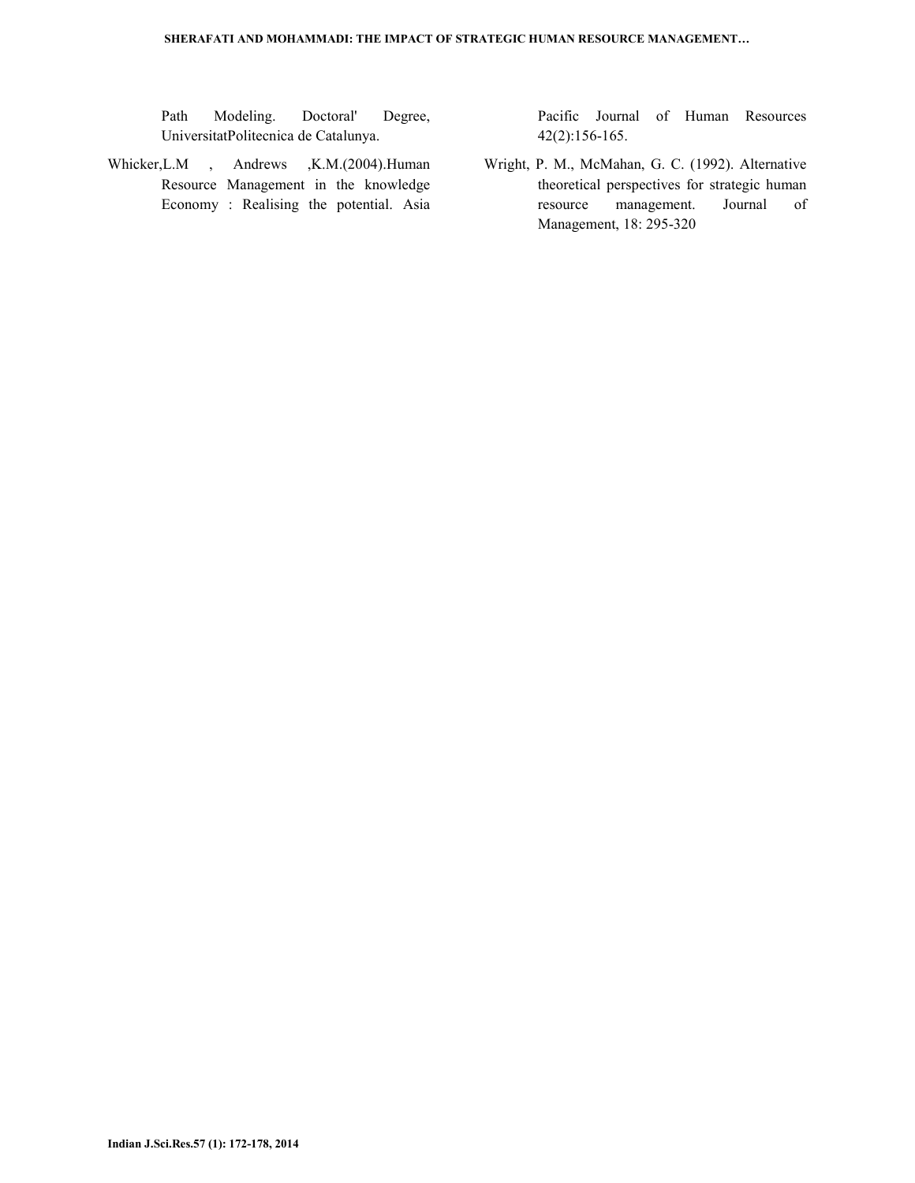Path Modeling. Doctoral' Degree, UniversitatPolitecnica de Catalunya.

Whicker,L.M , Andrews ,K.M.(2004).Human Resource Management in the knowledge Economy : Realising the potential. Asia Pacific Journal of Human Resources 42(2):156-165.

Wright, P. M., McMahan, G. C. (1992). Alternative theoretical perspectives for strategic human resource management. Journal of Management, 18: 295-320